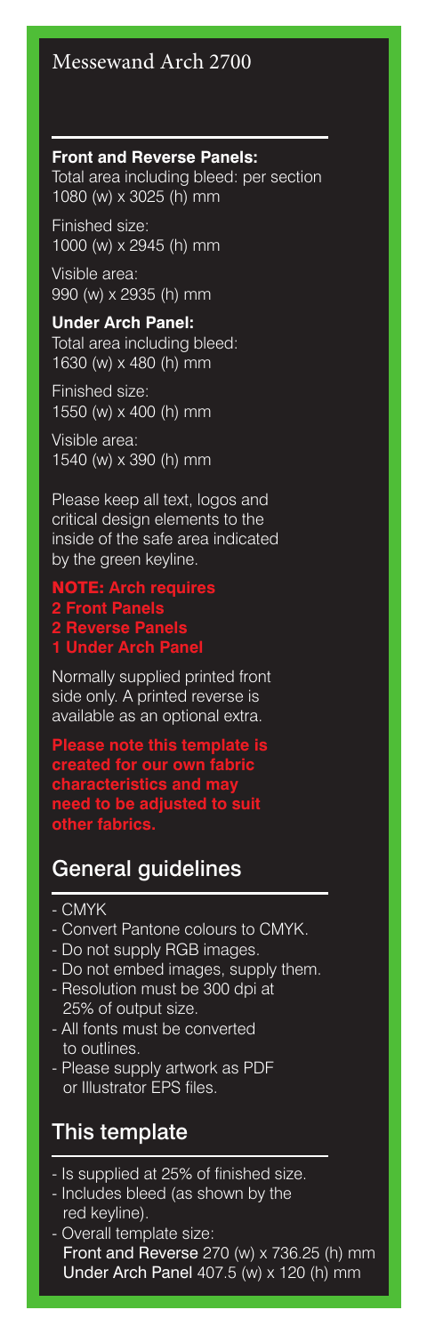# Messewand Arch 2700

**Front and Reverse Panels:**
Total area including bleed: per section 1080 (w) x 3025 (h) mm

Finished size:
1000 (w) x 2945 (h) mm

Visible area:
990 (w) x 2935 (h) mm

**Under Arch Panel:**
Total area including bleed:
1630 (w) x 480 (h) mm

Finished size:
1550 (w) x 400 (h) mm

Visible area:
1540 (w) x 390 (h) mm

Please keep all text, logos and critical design elements to the inside of the safe area indicated by the green keyline.

**NOTE: Arch requires**
**2 Front Panels**
**2 Reverse Panels**
**1 Under Arch Panel**

Normally supplied printed front side only. A printed reverse is available as an optional extra.

**Please note this template is created for our own fabric characteristics and may need to be adjusted to suit other fabrics.**

## General guidelines

- CMYK
- Convert Pantone colours to CMYK.
- Do not supply RGB images.
- Do not embed images, supply them.
- Resolution must be 300 dpi at 25% of output size.
- All fonts must be converted to outlines.
- Please supply artwork as PDF or Illustrator EPS files.

## This template

- Is supplied at 25% of finished size.
- Includes bleed (as shown by the red keyline).
- Overall template size:
  Front and Reverse 270 (w) x 736.25 (h) mm
  Under Arch Panel 407.5 (w) x 120 (h) mm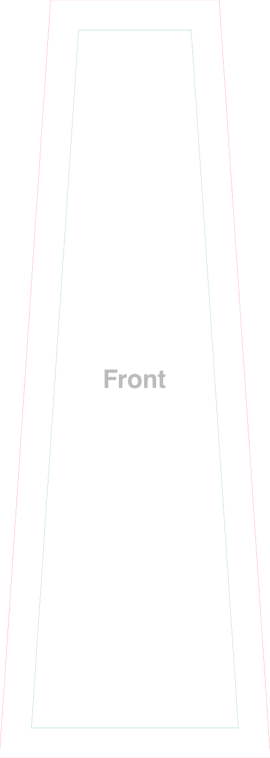Front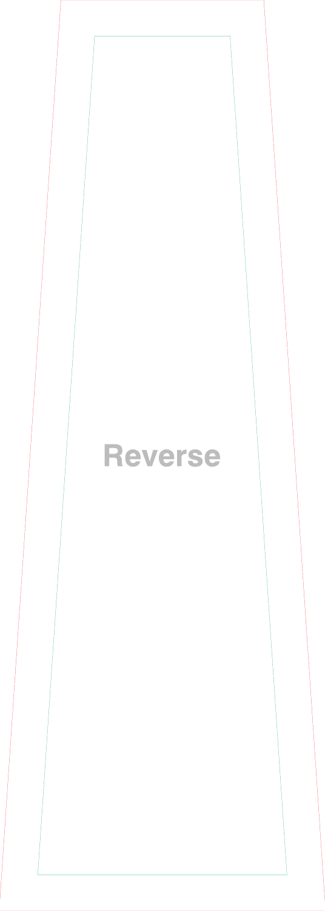Reverse